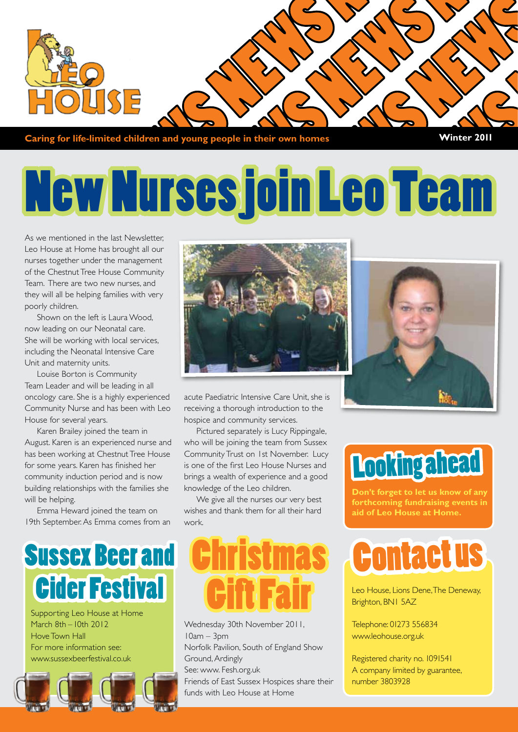**Caring for life-limited children and young people in their own homes**

**Winter 2011**

# New Nurses join Leo Team

As we mentioned in the last Newsletter, Leo House at Home has brought all our nurses together under the management of the Chestnut Tree House Community Team. There are two new nurses, and they will all be helping families with very poorly children.

Shown on the left is Laura Wood, now leading on our Neonatal care. She will be working with local services, including the Neonatal Intensive Care Unit and maternity units.

Louise Borton is Community Team Leader and will be leading in all oncology care. She is a highly experienced Community Nurse and has been with Leo House for several years.

Karen Brailey joined the team in August. Karen is an experienced nurse and has been working at Chestnut Tree House for some years. Karen has finished her community induction period and is now building relationships with the families she will be helping.

Emma Heward joined the team on 19th September. As Emma comes from an acute Paediatric Intensive Care Unit, she is receiving a thorough introduction to the hospice and community services.

Pictured separately is Lucy Rippingale, who will be joining the team from Sussex Community Trust on 1st November. Lucy is one of the first Leo House Nurses and brings a wealth of experience and a good knowledge of the Leo children.

We give all the nurses our very best wishes and thank them for all their hard work.

## Looking ahead

**Don't forget to let us know of any forthcoming fundraising events in aid of Leo House at Home.**

## Sussex Beer and Cider Festival

Supporting Leo House at Home
March 8th – 10th 2012
Hove Town Hall
For more information see:
www.sussexbeerfestival.co.uk

## Christmas Gift Fair

Wednesday 30th November 2011,
10am – 3pm
Norfolk Pavilion, South of England Show Ground, Ardingly
See: www. Fesh.org.uk
Friends of East Sussex Hospices share their funds with Leo House at Home

## Contact us

Leo House, Lions Dene, The Deneway, Brighton, BN1 5AZ

Telephone: 01273 556834
www.leohouse.org.uk

Registered charity no. 1091541
A company limited by guarantee, number 3803928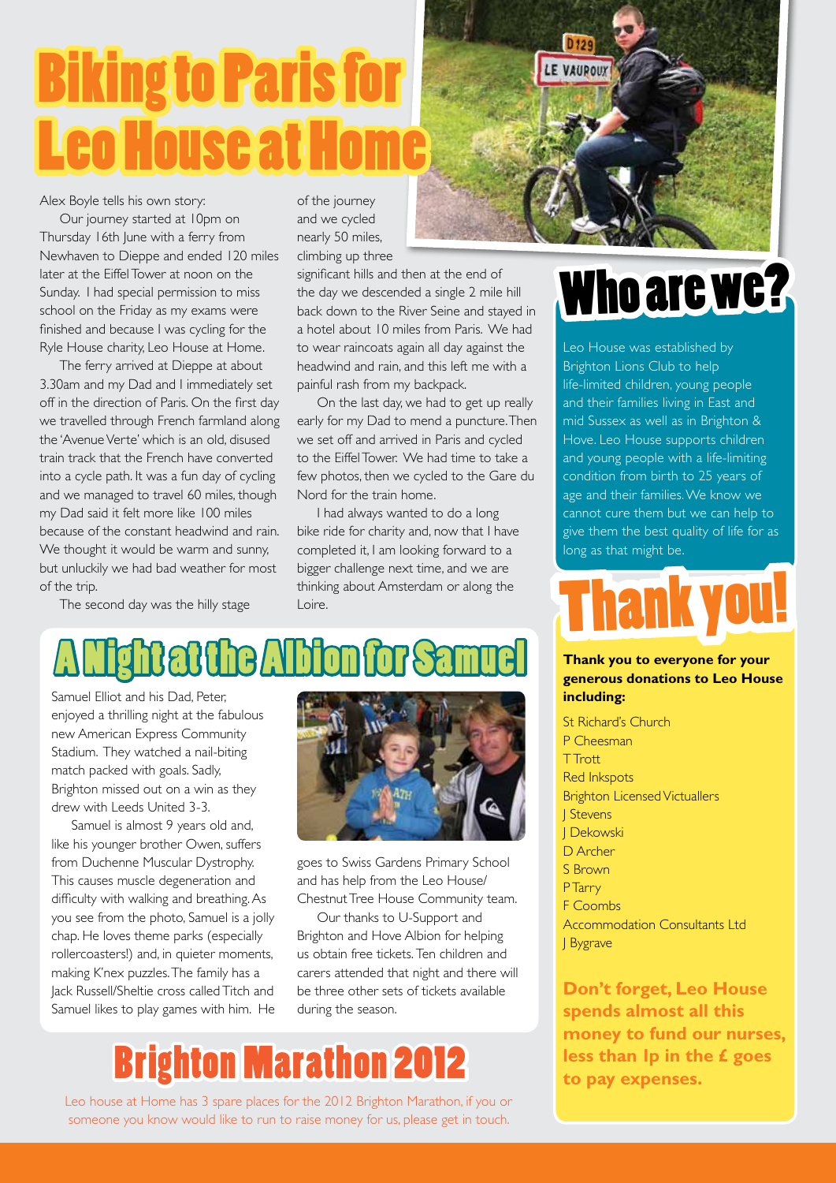# Biking to Paris for Leo House at Home

Alex Boyle tells his own story:

Our journey started at 10pm on Thursday 16th June with a ferry from Newhaven to Dieppe and ended 120 miles later at the Eiffel Tower at noon on the Sunday. I had special permission to miss school on the Friday as my exams were finished and because I was cycling for the Ryle House charity, Leo House at Home.

The ferry arrived at Dieppe at about 3.30am and my Dad and I immediately set off in the direction of Paris. On the first day we travelled through French farmland along the 'Avenue Verte' which is an old, disused train track that the French have converted into a cycle path. It was a fun day of cycling and we managed to travel 60 miles, though my Dad said it felt more like 100 miles because of the constant headwind and rain. We thought it would be warm and sunny, but unluckily we had bad weather for most of the trip.

The second day was the hilly stage of the journey and we cycled nearly 50 miles, climbing up three significant hills and then at the end of the day we descended a single 2 mile hill back down to the River Seine and stayed in a hotel about 10 miles from Paris. We had to wear raincoats again all day against the headwind and rain, and this left me with a painful rash from my backpack.

On the last day, we had to get up really early for my Dad to mend a puncture. Then we set off and arrived in Paris and cycled to the Eiffel Tower. We had time to take a few photos, then we cycled to the Gare du Nord for the train home.

I had always wanted to do a long bike ride for charity and, now that I have completed it, I am looking forward to a bigger challenge next time, and we are thinking about Amsterdam or along the Loire.

# A Night at the Albion for Samuel

Samuel Elliot and his Dad, Peter, enjoyed a thrilling night at the fabulous new American Express Community Stadium. They watched a nail-biting match packed with goals. Sadly, Brighton missed out on a win as they drew with Leeds United 3-3.

Samuel is almost 9 years old and, like his younger brother Owen, suffers from Duchenne Muscular Dystrophy. This causes muscle degeneration and difficulty with walking and breathing. As you see from the photo, Samuel is a jolly chap. He loves theme parks (especially rollercoasters!) and, in quieter moments, making K'nex puzzles. The family has a Jack Russell/Sheltie cross called Titch and Samuel likes to play games with him. He goes to Swiss Gardens Primary School and has help from the Leo House/Chestnut Tree House Community team.

Our thanks to U-Support and Brighton and Hove Albion for helping us obtain free tickets. Ten children and carers attended that night and there will be three other sets of tickets available during the season.

# Brighton Marathon 2012

Leo house at Home has 3 spare places for the 2012 Brighton Marathon, if you or someone you know would like to run to raise money for us, please get in touch.

# Who are we?

Leo House was established by Brighton Lions Club to help life-limited children, young people and their families living in East and mid Sussex as well as in Brighton & Hove. Leo House supports children and young people with a life-limiting condition from birth to 25 years of age and their families. We know we cannot cure them but we can help to give them the best quality of life for as long as that might be.

# Thank you!

**Thank you to everyone for your generous donations to Leo House including:**

St Richard's Church
P Cheesman
T Trott
Red Inkspots
Brighton Licensed Victuallers
J Stevens
J Dekowski
D Archer
S Brown
P Tarry
F Coombs
Accommodation Consultants Ltd
J Bygrave

**Don't forget, Leo House spends almost all this money to fund our nurses, less than 1p in the £ goes to pay expenses.**